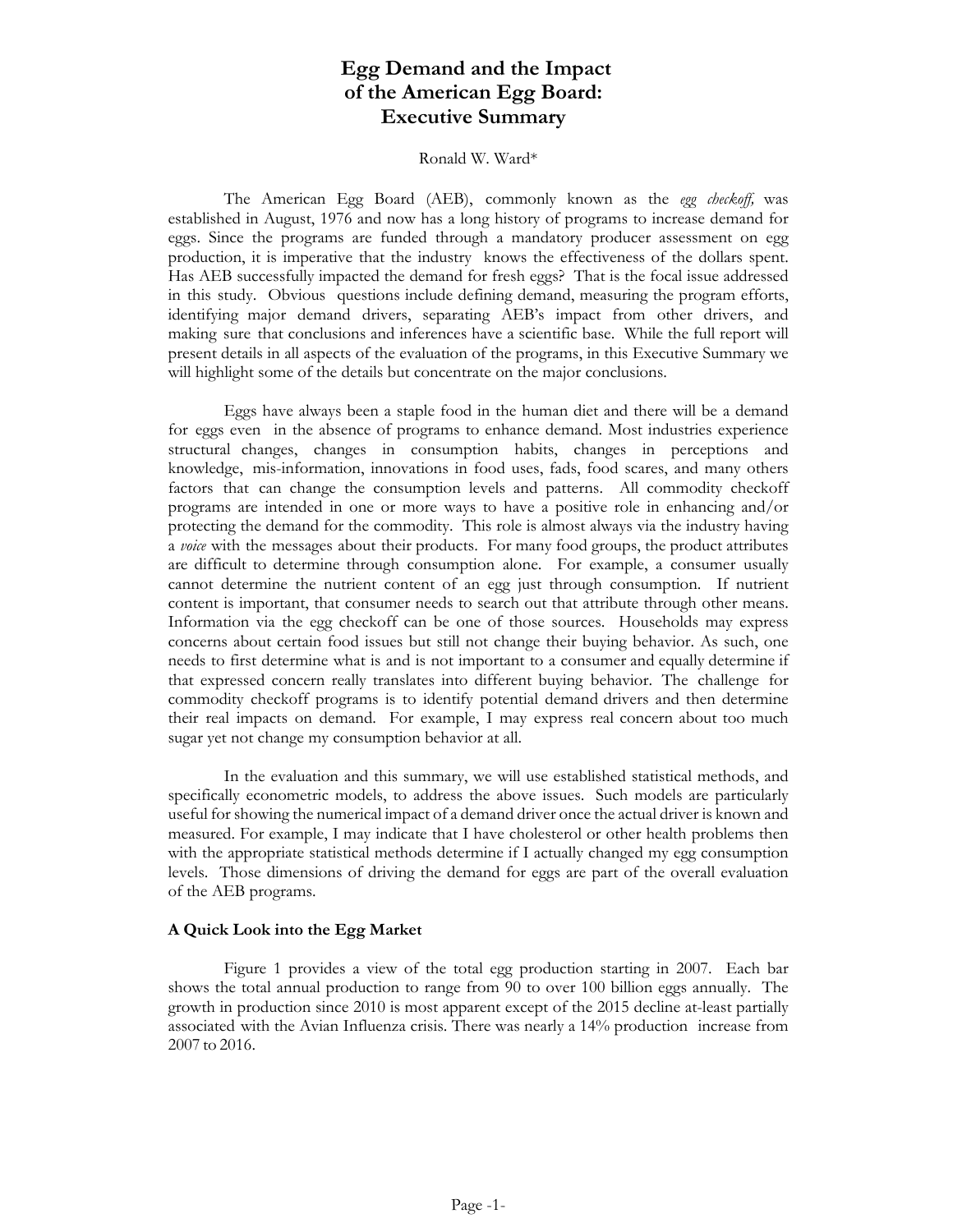# Egg Demand and the Impact of the American Egg Board: Executive Summary

Ronald W. Ward*

The American Egg Board (AEB), commonly known as the *egg checkoff,* was established in August, 1976 and now has a long history of programs to increase demand for eggs. Since the programs are funded through a mandatory producer assessment on egg production, it is imperative that the industry knows the effectiveness of the dollars spent. Has AEB successfully impacted the demand for fresh eggs? That is the focal issue addressed in this study. Obvious questions include defining demand, measuring the program efforts, identifying major demand drivers, separating AEB's impact from other drivers, and making sure that conclusions and inferences have a scientific base. While the full report will present details in all aspects of the evaluation of the programs, in this Executive Summary we will highlight some of the details but concentrate on the major conclusions.

Eggs have always been a staple food in the human diet and there will be a demand for eggs even in the absence of programs to enhance demand. Most industries experience structural changes, changes in consumption habits, changes in perceptions and knowledge, mis-information, innovations in food uses, fads, food scares, and many others factors that can change the consumption levels and patterns. All commodity checkoff programs are intended in one or more ways to have a positive role in enhancing and/or protecting the demand for the commodity. This role is almost always via the industry having a *voice* with the messages about their products. For many food groups, the product attributes are difficult to determine through consumption alone. For example, a consumer usually cannot determine the nutrient content of an egg just through consumption. If nutrient content is important, that consumer needs to search out that attribute through other means. Information via the egg checkoff can be one of those sources. Households may express concerns about certain food issues but still not change their buying behavior. As such, one needs to first determine what is and is not important to a consumer and equally determine if that expressed concern really translates into different buying behavior. The challenge for commodity checkoff programs is to identify potential demand drivers and then determine their real impacts on demand. For example, I may express real concern about too much sugar yet not change my consumption behavior at all.

In the evaluation and this summary, we will use established statistical methods, and specifically econometric models, to address the above issues. Such models are particularly useful for showing the numerical impact of a demand driver once the actual driver is known and measured. For example, I may indicate that I have cholesterol or other health problems then with the appropriate statistical methods determine if I actually changed my egg consumption levels. Those dimensions of driving the demand for eggs are part of the overall evaluation of the AEB programs.

### A Quick Look into the Egg Market

Figure 1 provides a view of the total egg production starting in 2007. Each bar shows the total annual production to range from 90 to over 100 billion eggs annually. The growth in production since 2010 is most apparent except of the 2015 decline at-least partially associated with the Avian Influenza crisis. There was nearly a 14% production increase from 2007 to 2016.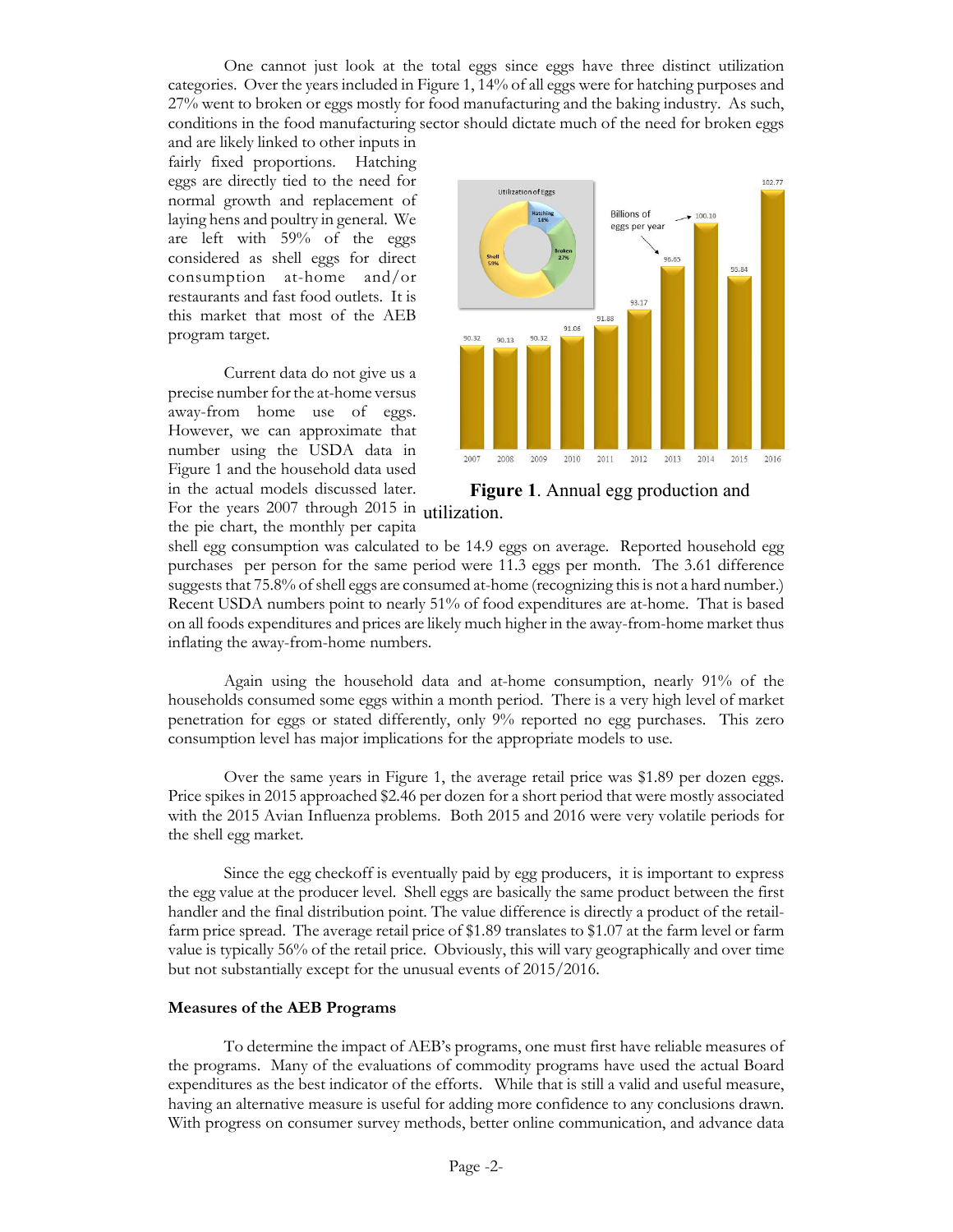One cannot just look at the total eggs since eggs have three distinct utilization categories. Over the years included in Figure 1, 14% of all eggs were for hatching purposes and 27% went to broken or eggs mostly for food manufacturing and the baking industry. As such, conditions in the food manufacturing sector should dictate much of the need for broken eggs and are likely linked to other inputs in fairly fixed proportions. Hatching eggs are directly tied to the need for normal growth and replacement of laying hens and poultry in general. We are left with 59% of the eggs considered as shell eggs for direct consumption at-home and/or restaurants and fast food outlets. It is this market that most of the AEB program target.

**Figure 1**. Annual egg production and utilization.

Current data do not give us a precise number for the at-home versus away-from home use of eggs. However, we can approximate that number using the USDA data in Figure 1 and the household data used in the actual models discussed later. For the years 2007 through 2015 in the pie chart, the monthly per capita shell egg consumption was calculated to be 14.9 eggs on average. Reported household egg purchases per person for the same period were 11.3 eggs per month. The 3.61 difference suggests that 75.8% of shell eggs are consumed at-home (recognizing this is not a hard number.) Recent USDA numbers point to nearly 51% of food expenditures are at-home. That is based on all foods expenditures and prices are likely much higher in the away-from-home market thus inflating the away-from-home numbers.

Again using the household data and at-home consumption, nearly 91% of the households consumed some eggs within a month period. There is a very high level of market penetration for eggs or stated differently, only 9% reported no egg purchases. This zero consumption level has major implications for the appropriate models to use.

Over the same years in Figure 1, the average retail price was $1.89 per dozen eggs. Price spikes in 2015 approached $2.46 per dozen for a short period that were mostly associated with the 2015 Avian Influenza problems. Both 2015 and 2016 were very volatile periods for the shell egg market.

Since the egg checkoff is eventually paid by egg producers, it is important to express the egg value at the producer level. Shell eggs are basically the same product between the first handler and the final distribution point. The value difference is directly a product of the retail-farm price spread. The average retail price of $1.89 translates to $1.07 at the farm level or farm value is typically 56% of the retail price. Obviously, this will vary geographically and over time but not substantially except for the unusual events of 2015/2016.

**Measures of the AEB Programs**

To determine the impact of AEB's programs, one must first have reliable measures of the programs. Many of the evaluations of commodity programs have used the actual Board expenditures as the best indicator of the efforts. While that is still a valid and useful measure, having an alternative measure is useful for adding more confidence to any conclusions drawn. With progress on consumer survey methods, better online communication, and advance data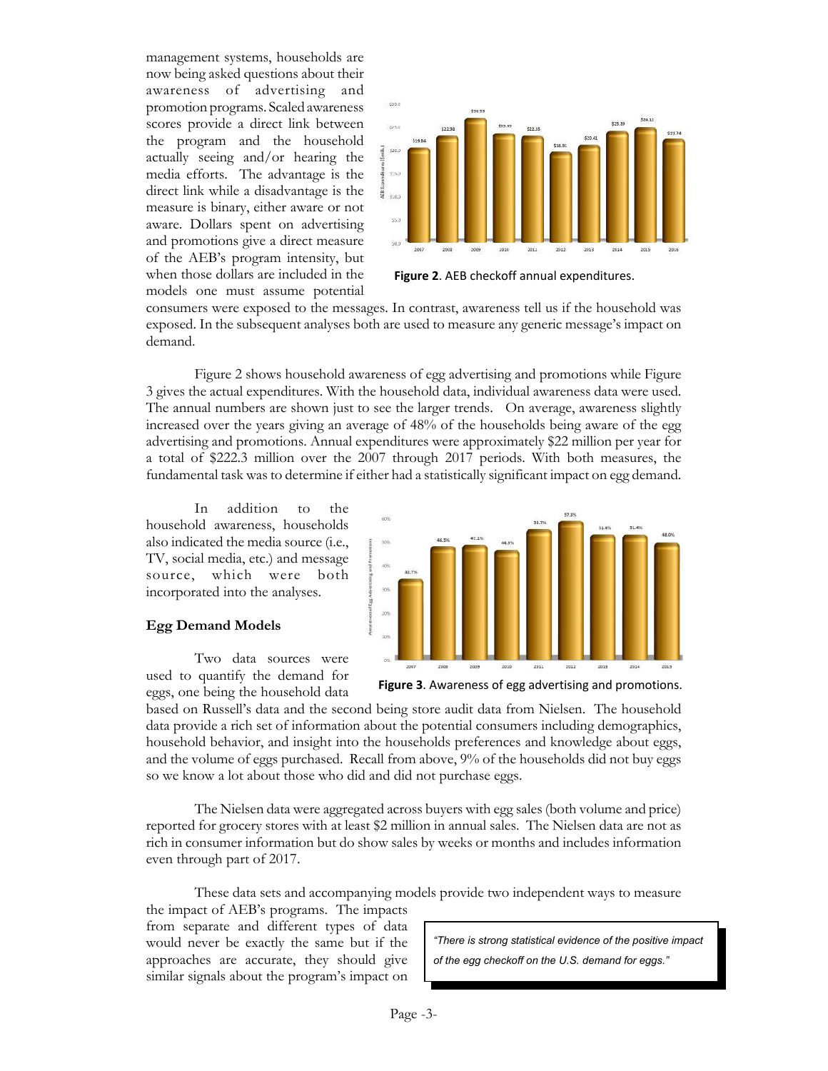management systems, households are now being asked questions about their awareness of advertising and promotion programs. Scaled awareness scores provide a direct link between the program and the household actually seeing and/or hearing the media efforts. The advantage is the direct link while a disadvantage is the measure is binary, either aware or not aware. Dollars spent on advertising and promotions give a direct measure of the AEB's program intensity, but when those dollars are included in the models one must assume potential consumers were exposed to the messages. In contrast, awareness tell us if the household was exposed. In the subsequent analyses both are used to measure any generic message's impact on demand.

**Figure 2**. AEB checkoff annual expenditures.

Figure 2 shows household awareness of egg advertising and promotions while Figure 3 gives the actual expenditures. With the household data, individual awareness data were used. The annual numbers are shown just to see the larger trends. On average, awareness slightly increased over the years giving an average of 48% of the households being aware of the egg advertising and promotions. Annual expenditures were approximately $22 million per year for a total of $222.3 million over the 2007 through 2017 periods. With both measures, the fundamental task was to determine if either had a statistically significant impact on egg demand.

In addition to the household awareness, households also indicated the media source (i.e., TV, social media, etc.) and message source, which were both incorporated into the analyses.

**Figure 3**. Awareness of egg advertising and promotions.

## Egg Demand Models

Two data sources were used to quantify the demand for eggs, one being the household data based on Russell's data and the second being store audit data from Nielsen. The household data provide a rich set of information about the potential consumers including demographics, household behavior, and insight into the households preferences and knowledge about eggs, and the volume of eggs purchased. Recall from above, 9% of the households did not buy eggs so we know a lot about those who did and did not purchase eggs.

The Nielsen data were aggregated across buyers with egg sales (both volume and price) reported for grocery stores with at least $2 million in annual sales. The Nielsen data are not as rich in consumer information but do show sales by weeks or months and includes information even through part of 2017.

These data sets and accompanying models provide two independent ways to measure the impact of AEB's programs. The impacts from separate and different types of data would never be exactly the same but if the approaches are accurate, they should give similar signals about the program's impact on

> *"There is strong statistical evidence of the positive impact of the egg checkoff on the U.S. demand for eggs."*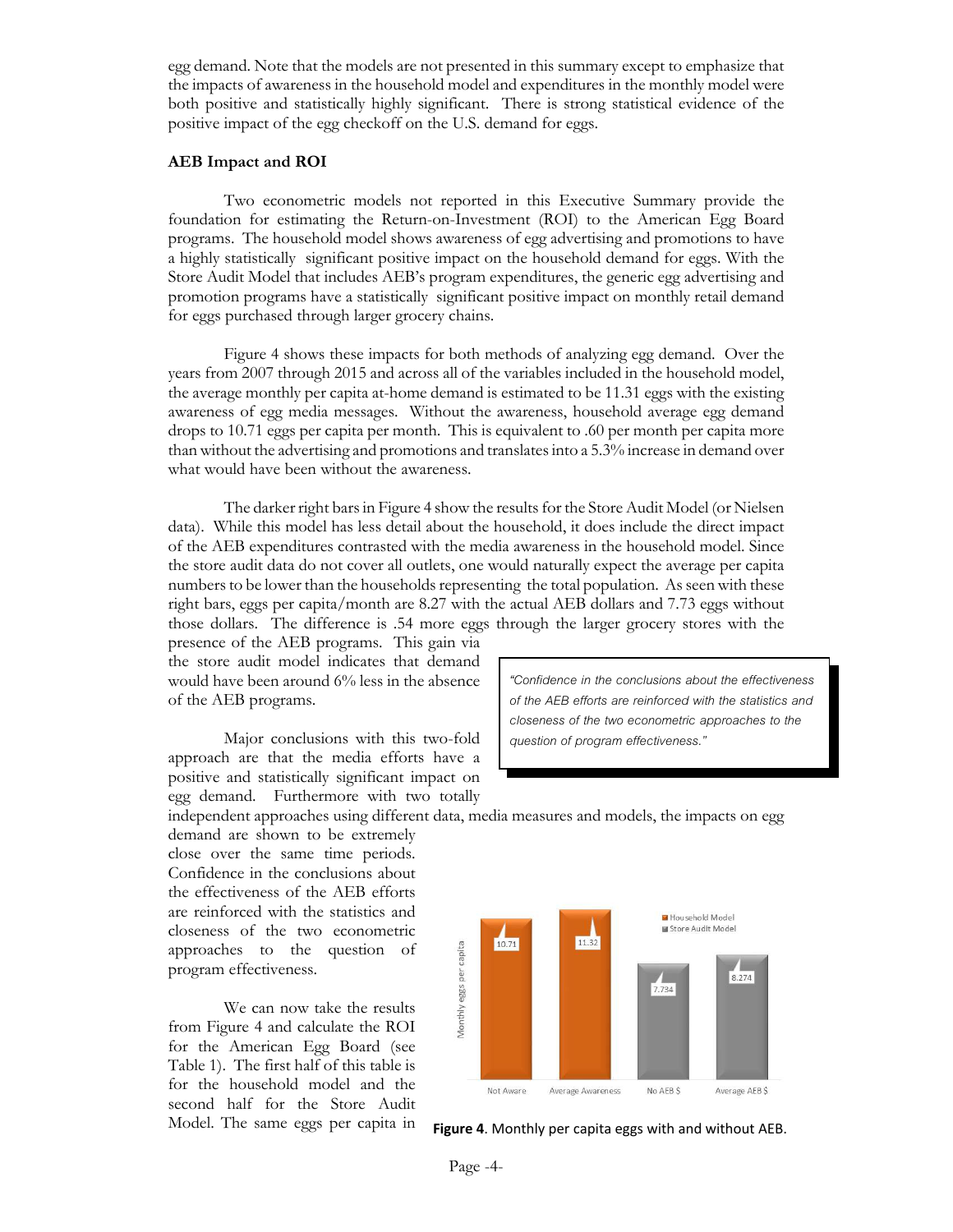egg demand. Note that the models are not presented in this summary except to emphasize that the impacts of awareness in the household model and expenditures in the monthly model were both positive and statistically highly significant. There is strong statistical evidence of the positive impact of the egg checkoff on the U.S. demand for eggs.

**AEB Impact and ROI**

Two econometric models not reported in this Executive Summary provide the foundation for estimating the Return-on-Investment (ROI) to the American Egg Board programs. The household model shows awareness of egg advertising and promotions to have a highly statistically significant positive impact on the household demand for eggs. With the Store Audit Model that includes AEB's program expenditures, the generic egg advertising and promotion programs have a statistically significant positive impact on monthly retail demand for eggs purchased through larger grocery chains.

Figure 4 shows these impacts for both methods of analyzing egg demand. Over the years from 2007 through 2015 and across all of the variables included in the household model, the average monthly per capita at-home demand is estimated to be 11.31 eggs with the existing awareness of egg media messages. Without the awareness, household average egg demand drops to 10.71 eggs per capita per month. This is equivalent to .60 per month per capita more than without the advertising and promotions and translates into a 5.3% increase in demand over what would have been without the awareness.

The darker right bars in Figure 4 show the results for the Store Audit Model (or Nielsen data). While this model has less detail about the household, it does include the direct impact of the AEB expenditures contrasted with the media awareness in the household model. Since the store audit data do not cover all outlets, one would naturally expect the average per capita numbers to be lower than the households representing the total population. As seen with these right bars, eggs per capita/month are 8.27 with the actual AEB dollars and 7.73 eggs without those dollars. The difference is .54 more eggs through the larger grocery stores with the presence of the AEB programs. This gain via the store audit model indicates that demand would have been around 6% less in the absence of the AEB programs.

> *"Confidence in the conclusions about the effectiveness of the AEB efforts are reinforced with the statistics and closeness of the two econometric approaches to the question of program effectiveness."*

Major conclusions with this two-fold approach are that the media efforts have a positive and statistically significant impact on egg demand. Furthermore with two totally independent approaches using different data, media measures and models, the impacts on egg demand are shown to be extremely close over the same time periods. Confidence in the conclusions about the effectiveness of the AEB efforts are reinforced with the statistics and closeness of the two econometric approaches to the question of program effectiveness.

We can now take the results from Figure 4 and calculate the ROI for the American Egg Board (see Table 1). The first half of this table is for the household model and the second half for the Store Audit Model. The same eggs per capita in

**Figure 4**. Monthly per capita eggs with and without AEB.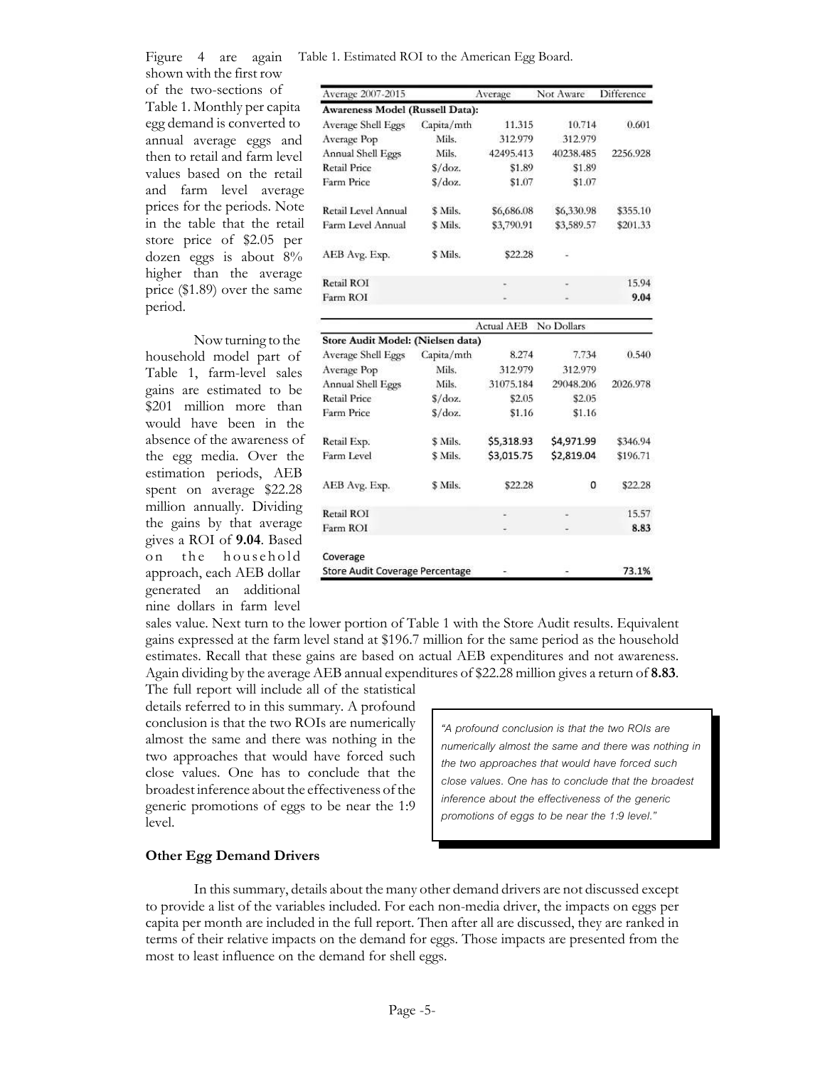Figure 4 are again shown with the first row of the two-sections of Table 1. Monthly per capita egg demand is converted to annual average eggs and then to retail and farm level values based on the retail and farm level average prices for the periods. Note in the table that the retail store price of $2.05 per dozen eggs is about 8% higher than the average price ($1.89) over the same period.

Table 1. Estimated ROI to the American Egg Board.

| Average 2007-2015 | | Average | Not Aware | Difference |
|---|---|---|---|---|
| **Awareness Model (Russell Data):** | | | | |
| Average Shell Eggs | Capita/mth | 11.315 | 10.714 | 0.601 |
| Average Pop | Mils. | 312.979 | 312.979 | |
| Annual Shell Eggs | Mils. | 42495.413 | 40238.485 | 2256.928 |
| Retail Price | $/doz. | $1.89 | $1.89 | |
| Farm Price | $/doz. | $1.07 | $1.07 | |
| Retail Level Annual | $ Mils. | $6,686.08 | $6,330.98 | $355.10 |
| Farm Level Annual | $ Mils. | $3,790.91 | $3,589.57 | $201.33 |
| AEB Avg. Exp. | $ Mils. | $22.28 | - | |
| Retail ROI | | - | - | 15.94 |
| Farm ROI | | - | - | **9.04** |
| | | Actual AEB | No Dollars | |
| **Store Audit Model: (Nielsen data)** | | | | |
| Average Shell Eggs | Capita/mth | 8.274 | 7.734 | 0.540 |
| Average Pop | Mils. | 312.979 | 312.979 | |
| Annual Shell Eggs | Mils. | 31075.184 | 29048.206 | 2026.978 |
| Retail Price | $/doz. | $2.05 | $2.05 | |
| Farm Price | $/doz. | $1.16 | $1.16 | |
| Retail Exp. | $ Mils. | $5,318.93 | $4,971.99 | $346.94 |
| Farm Level | $ Mils. | $3,015.75 | $2,819.04 | $196.71 |
| AEB Avg. Exp. | $ Mils. | $22.28 | 0 | $22.28 |
| Retail ROI | | - | - | 15.57 |
| Farm ROI | | - | - | **8.83** |
| Coverage | | | | |
| Store Audit Coverage Percentage | | - | - | **73.1%** |

Now turning to the household model part of Table 1, farm-level sales gains are estimated to be $201 million more than would have been in the absence of the awareness of the egg media. Over the estimation periods, AEB spent on average $22.28 million annually. Dividing the gains by that average gives a ROI of **9.04**. Based on the household approach, each AEB dollar generated an additional nine dollars in farm level sales value. Next turn to the lower portion of Table 1 with the Store Audit results. Equivalent gains expressed at the farm level stand at $196.7 million for the same period as the household estimates. Recall that these gains are based on actual AEB expenditures and not awareness. Again dividing by the average AEB annual expenditures of $22.28 million gives a return of **8.83**.

The full report will include all of the statistical details referred to in this summary. A profound conclusion is that the two ROIs are numerically almost the same and there was nothing in the two approaches that would have forced such close values. One has to conclude that the broadest inference about the effectiveness of the generic promotions of eggs to be near the 1:9 level.

> *"A profound conclusion is that the two ROIs are numerically almost the same and there was nothing in the two approaches that would have forced such close values. One has to conclude that the broadest inference about the effectiveness of the generic promotions of eggs to be near the 1:9 level."*

**Other Egg Demand Drivers**

In this summary, details about the many other demand drivers are not discussed except to provide a list of the variables included. For each non-media driver, the impacts on eggs per capita per month are included in the full report. Then after all are discussed, they are ranked in terms of their relative impacts on the demand for eggs. Those impacts are presented from the most to least influence on the demand for shell eggs.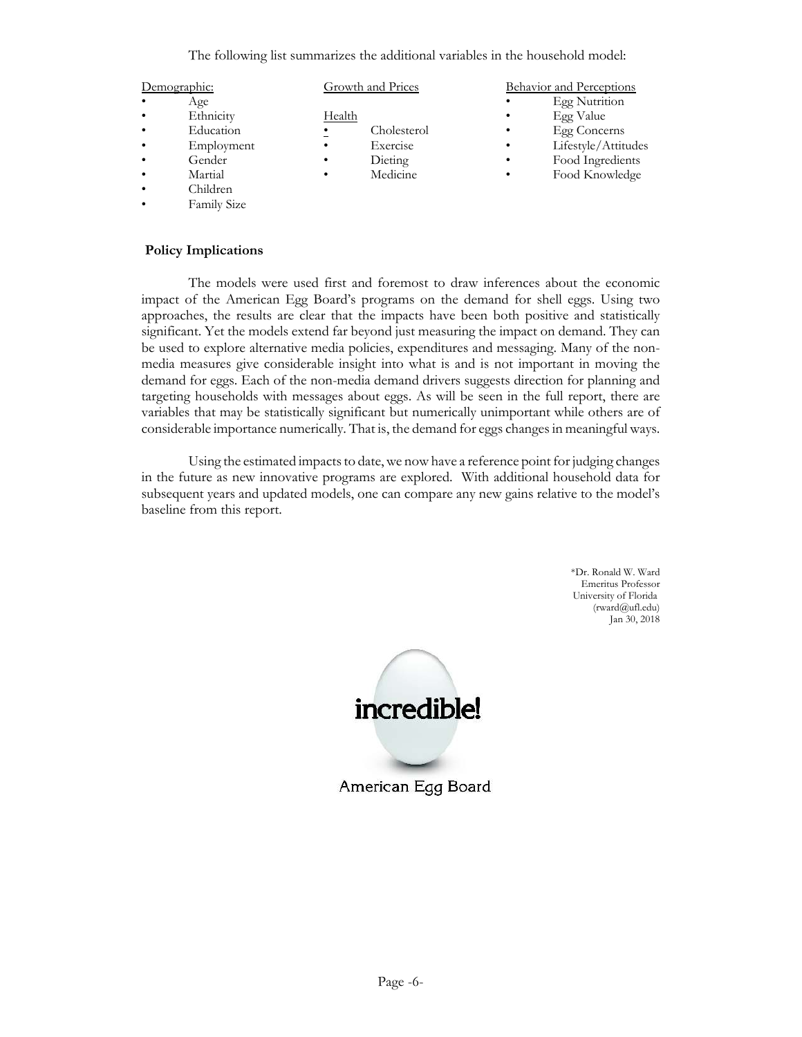The following list summarizes the additional variables in the household model:

Demographic:
- Age
- Ethnicity
- Education
- Employment
- Gender
- Martial
- Children
- Family Size

Growth and Prices

Health
- Cholesterol
- Exercise
- Dieting
- Medicine

Behavior and Perceptions
- Egg Nutrition
- Egg Value
- Egg Concerns
- Lifestyle/Attitudes
- Food Ingredients
- Food Knowledge

**Policy Implications**

The models were used first and foremost to draw inferences about the economic impact of the American Egg Board's programs on the demand for shell eggs. Using two approaches, the results are clear that the impacts have been both positive and statistically significant. Yet the models extend far beyond just measuring the impact on demand. They can be used to explore alternative media policies, expenditures and messaging. Many of the non-media measures give considerable insight into what is and is not important in moving the demand for eggs. Each of the non-media demand drivers suggests direction for planning and targeting households with messages about eggs. As will be seen in the full report, there are variables that may be statistically significant but numerically unimportant while others are of considerable importance numerically. That is, the demand for eggs changes in meaningful ways.

Using the estimated impacts to date, we now have a reference point for judging changes in the future as new innovative programs are explored. With additional household data for subsequent years and updated models, one can compare any new gains relative to the model's baseline from this report.

*Dr. Ronald W. Ward
Emeritus Professor
University of Florida
(rward@ufl.edu)
Jan 30, 2018

incredible!

American Egg Board